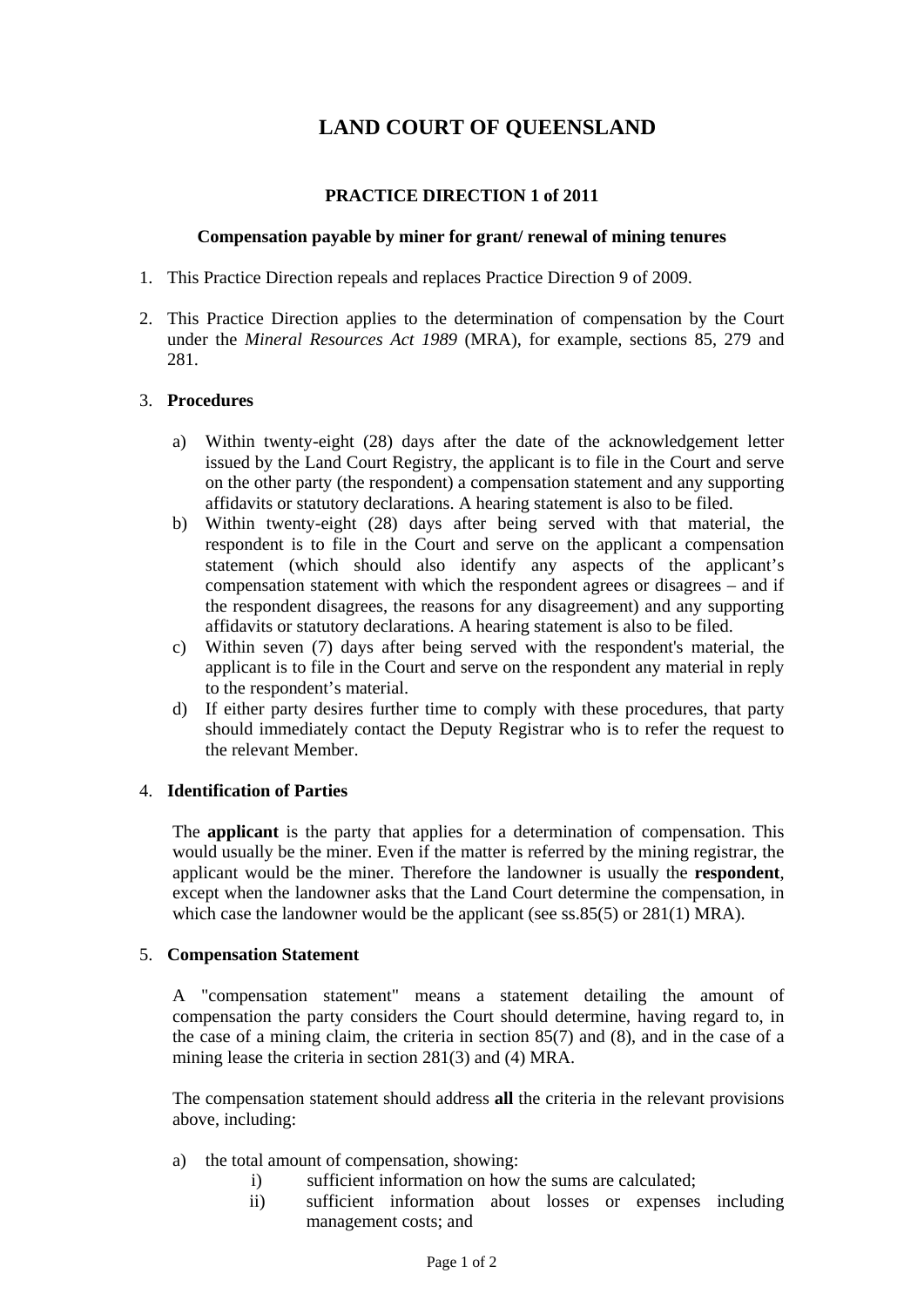# LAND COURT OF QUEENSLAND

## PRACTICE DIRECTION 1 of 2011

### Compensation payable by miner for grant/ renewal of mining tenures

1. This Practice Direction repeals and replaces Practice Direction 9 of 2009.

2. This Practice Direction applies to the determination of compensation by the Court under the *Mineral Resources Act 1989* (MRA), for example, sections 85, 279 and 281.

3. **Procedures**

   a) Within twenty-eight (28) days after the date of the acknowledgement letter issued by the Land Court Registry, the applicant is to file in the Court and serve on the other party (the respondent) a compensation statement and any supporting affidavits or statutory declarations. A hearing statement is also to be filed.

   b) Within twenty-eight (28) days after being served with that material, the respondent is to file in the Court and serve on the applicant a compensation statement (which should also identify any aspects of the applicant's compensation statement with which the respondent agrees or disagrees – and if the respondent disagrees, the reasons for any disagreement) and any supporting affidavits or statutory declarations. A hearing statement is also to be filed.

   c) Within seven (7) days after being served with the respondent's material, the applicant is to file in the Court and serve on the respondent any material in reply to the respondent's material.

   d) If either party desires further time to comply with these procedures, that party should immediately contact the Deputy Registrar who is to refer the request to the relevant Member.

4. **Identification of Parties**

   The **applicant** is the party that applies for a determination of compensation. This would usually be the miner. Even if the matter is referred by the mining registrar, the applicant would be the miner. Therefore the landowner is usually the **respondent**, except when the landowner asks that the Land Court determine the compensation, in which case the landowner would be the applicant (see ss.85(5) or 281(1) MRA).

5. **Compensation Statement**

   A "compensation statement" means a statement detailing the amount of compensation the party considers the Court should determine, having regard to, in the case of a mining claim, the criteria in section 85(7) and (8), and in the case of a mining lease the criteria in section 281(3) and (4) MRA.

   The compensation statement should address **all** the criteria in the relevant provisions above, including:

   a) the total amount of compensation, showing:

      i) sufficient information on how the sums are calculated;

      ii) sufficient information about losses or expenses including management costs; and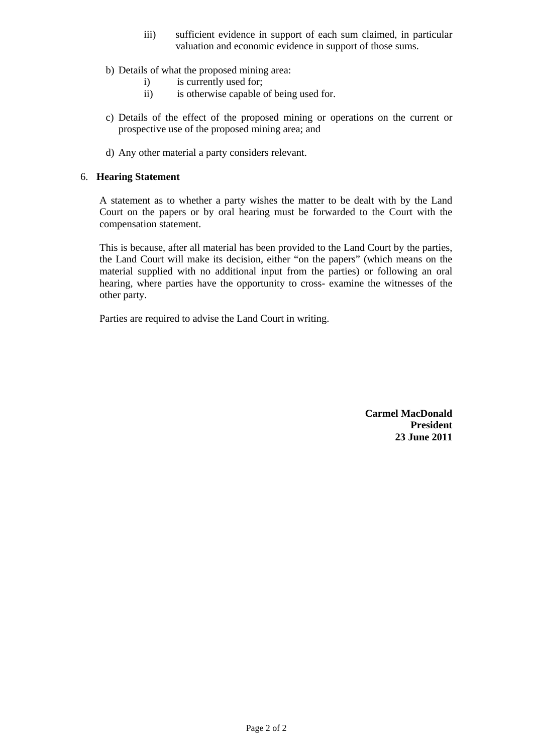iii) sufficient evidence in support of each sum claimed, in particular valuation and economic evidence in support of those sums.

b) Details of what the proposed mining area:
   i) is currently used for;
   ii) is otherwise capable of being used for.

c) Details of the effect of the proposed mining or operations on the current or prospective use of the proposed mining area; and

d) Any other material a party considers relevant.

6. **Hearing Statement**

A statement as to whether a party wishes the matter to be dealt with by the Land Court on the papers or by oral hearing must be forwarded to the Court with the compensation statement.

This is because, after all material has been provided to the Land Court by the parties, the Land Court will make its decision, either "on the papers" (which means on the material supplied with no additional input from the parties) or following an oral hearing, where parties have the opportunity to cross- examine the witnesses of the other party.

Parties are required to advise the Land Court in writing.

**Carmel MacDonald**
**President**
**23 June 2011**